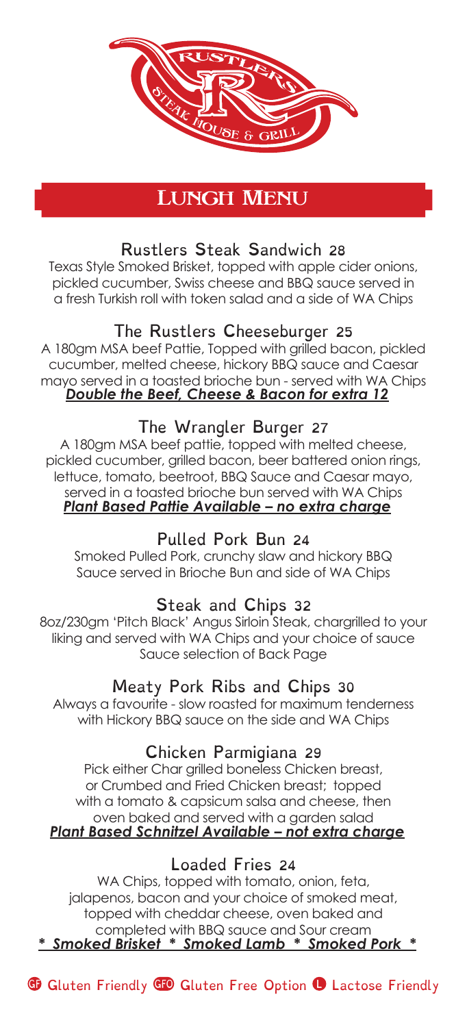# LUNCH MENU

## Rustlers Steak Sandwich 28

Texas Style Smoked Brisket, topped with apple cider onions, pickled cucumber, Swiss cheese and BBQ sauce served in a fresh Turkish roll with token salad and a side of WA Chips

## The Rustlers Cheeseburger 25

A 180gm MSA beef Pattie, Topped with grilled bacon, pickled cucumber, melted cheese, hickory BBQ sauce and Caesar mayo served in a toasted brioche bun - served with WA Chips

***Double the Beef, Cheese & Bacon for extra 12***

## The Wrangler Burger 27

A 180gm MSA beef pattie, topped with melted cheese, pickled cucumber, grilled bacon, beer battered onion rings, lettuce, tomato, beetroot, BBQ Sauce and Caesar mayo, served in a toasted brioche bun served with WA Chips

***Plant Based Pattie Available – no extra charge***

## Pulled Pork Bun 24

Smoked Pulled Pork, crunchy slaw and hickory BBQ Sauce served in Brioche Bun and side of WA Chips

## Steak and Chips 32

8oz/230gm 'Pitch Black' Angus Sirloin Steak, chargrilled to your liking and served with WA Chips and your choice of sauce

Sauce selection of Back Page

## Meaty Pork Ribs and Chips 30

Always a favourite - slow roasted for maximum tenderness with Hickory BBQ sauce on the side and WA Chips

## Chicken Parmigiana 29

Pick either Char grilled boneless Chicken breast, or Crumbed and Fried Chicken breast; topped with a tomato & capsicum salsa and cheese, then oven baked and served with a garden salad

***Plant Based Schnitzel Available – not extra charge***

## Loaded Fries 24

WA Chips, topped with tomato, onion, feta, jalapenos, bacon and your choice of smoked meat, topped with cheddar cheese, oven baked and completed with BBQ sauce and Sour cream

***\* Smoked Brisket \* Smoked Lamb \* Smoked Pork \****

GF Gluten Friendly GFO Gluten Free Option L Lactose Friendly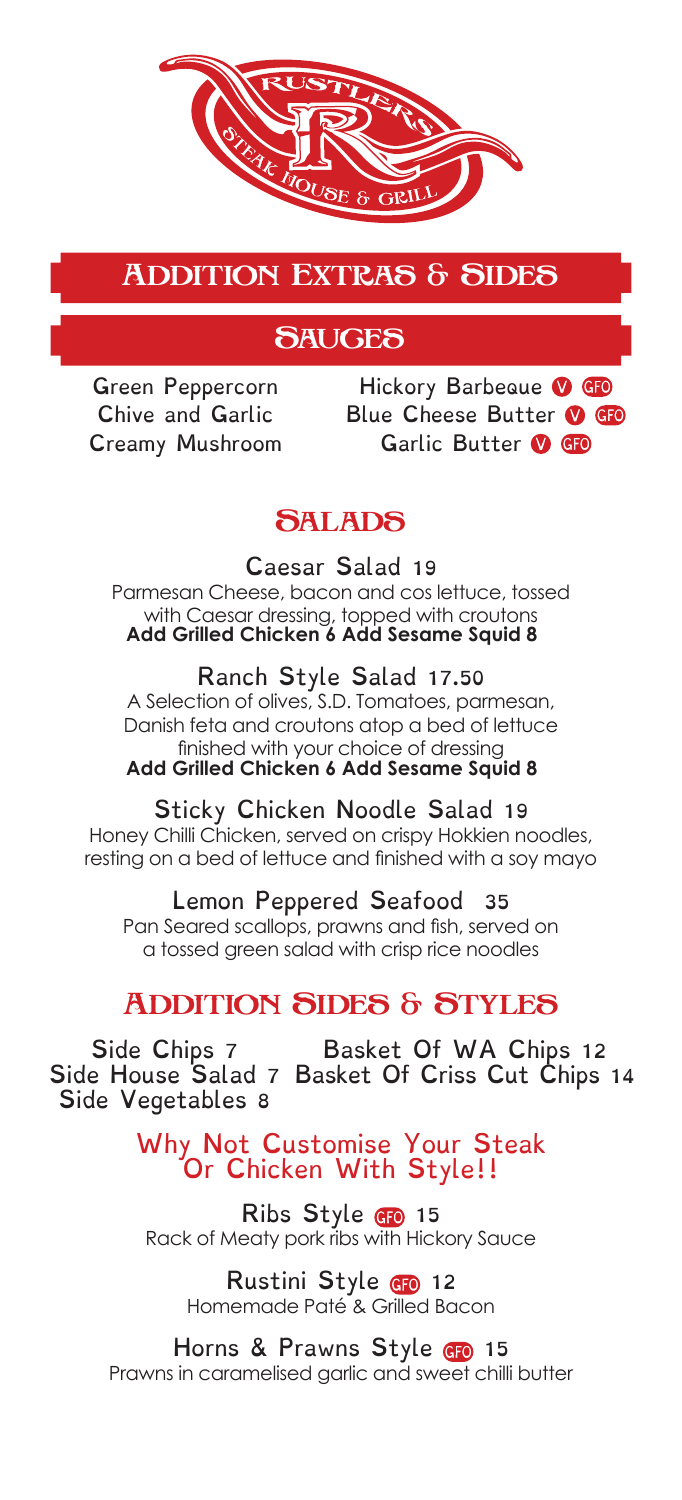# Addition Extras & Sides

## Sauces

Green Peppercorn
Chive and Garlic
Creamy Mushroom

Hickory Barbeque V GFO
Blue Cheese Butter V GFO
Garlic Butter V GFO

## Salads

**Caesar Salad 19**
Parmesan Cheese, bacon and cos lettuce, tossed with Caesar dressing, topped with croutons
**Add Grilled Chicken 6 Add Sesame Squid 8**

**Ranch Style Salad 17.50**
A Selection of olives, S.D. Tomatoes, parmesan, Danish feta and croutons atop a bed of lettuce finished with your choice of dressing
**Add Grilled Chicken 6 Add Sesame Squid 8**

**Sticky Chicken Noodle Salad 19**
Honey Chilli Chicken, served on crispy Hokkien noodles, resting on a bed of lettuce and finished with a soy mayo

**Lemon Peppered Seafood 35**
Pan Seared scallops, prawns and fish, served on a tossed green salad with crisp rice noodles

## Addition Sides & Styles

Side Chips 7
Side House Salad 7
Side Vegetables 8
Basket Of WA Chips 12
Basket Of Criss Cut Chips 14

### Why Not Customise Your Steak Or Chicken With Style!!

**Ribs Style GFO 15**
Rack of Meaty pork ribs with Hickory Sauce

**Rustini Style GFO 12**
Homemade Paté & Grilled Bacon

**Horns & Prawns Style GFO 15**
Prawns in caramelised garlic and sweet chilli butter